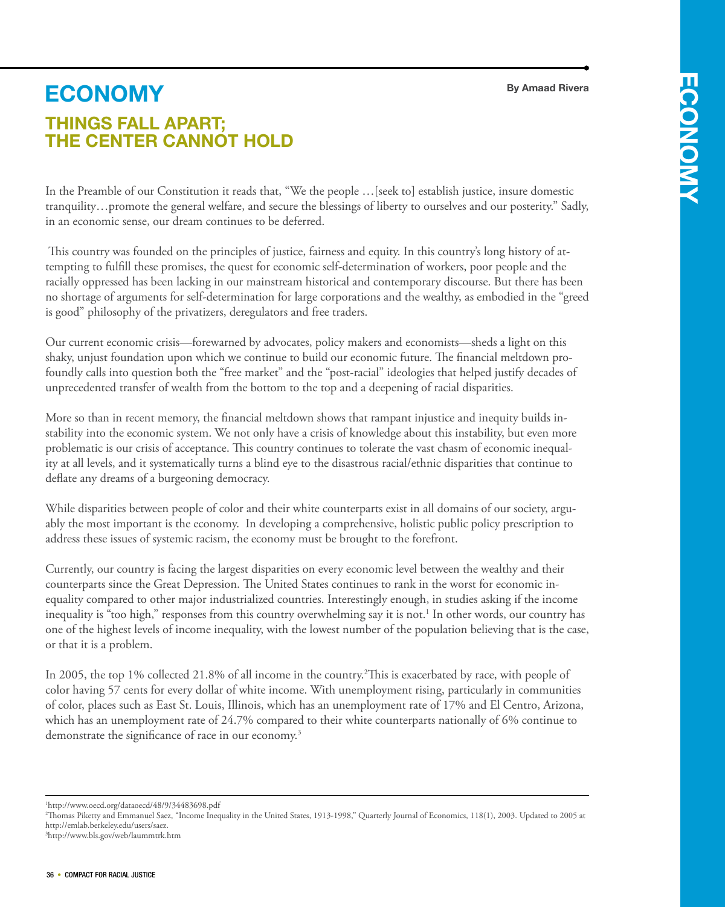# ECONOMY

**By Amaad Rivera**

## THINGS FALL APART; THE CENTER CANNOT HOLD

In the Preamble of our Constitution it reads that, "We the people …[seek to] establish justice, insure domestic tranquility…promote the general welfare, and secure the blessings of liberty to ourselves and our posterity." Sadly, in an economic sense, our dream continues to be deferred.

This country was founded on the principles of justice, fairness and equity. In this country's long history of attempting to fulfill these promises, the quest for economic self-determination of workers, poor people and the racially oppressed has been lacking in our mainstream historical and contemporary discourse. But there has been no shortage of arguments for self-determination for large corporations and the wealthy, as embodied in the "greed is good" philosophy of the privatizers, deregulators and free traders.

Our current economic crisis—forewarned by advocates, policy makers and economists—sheds a light on this shaky, unjust foundation upon which we continue to build our economic future. The financial meltdown profoundly calls into question both the "free market" and the "post-racial" ideologies that helped justify decades of unprecedented transfer of wealth from the bottom to the top and a deepening of racial disparities.

More so than in recent memory, the financial meltdown shows that rampant injustice and inequity builds instability into the economic system. We not only have a crisis of knowledge about this instability, but even more problematic is our crisis of acceptance. This country continues to tolerate the vast chasm of economic inequality at all levels, and it systematically turns a blind eye to the disastrous racial/ethnic disparities that continue to deflate any dreams of a burgeoning democracy.

While disparities between people of color and their white counterparts exist in all domains of our society, arguably the most important is the economy. In developing a comprehensive, holistic public policy prescription to address these issues of systemic racism, the economy must be brought to the forefront.

Currently, our country is facing the largest disparities on every economic level between the wealthy and their counterparts since the Great Depression. The United States continues to rank in the worst for economic inequality compared to other major industrialized countries. Interestingly enough, in studies asking if the income inequality is "too high," responses from this country overwhelming say it is not.[1] In other words, our country has one of the highest levels of income inequality, with the lowest number of the population believing that is the case, or that it is a problem.

In 2005, the top 1% collected 21.8% of all income in the country.[2] This is exacerbated by race, with people of color having 57 cents for every dollar of white income. With unemployment rising, particularly in communities of color, places such as East St. Louis, Illinois, which has an unemployment rate of 17% and El Centro, Arizona, which has an unemployment rate of 24.7% compared to their white counterparts nationally of 6% continue to demonstrate the significance of race in our economy.[3]

---

[1] http://www.oecd.org/dataoecd/48/9/34483698.pdf

[2] Thomas Piketty and Emmanuel Saez, "Income Inequality in the United States, 1913-1998," Quarterly Journal of Economics, 118(1), 2003. Updated to 2005 at http://emlab.berkeley.edu/users/saez.

[3] http://www.bls.gov/web/laummtrk.htm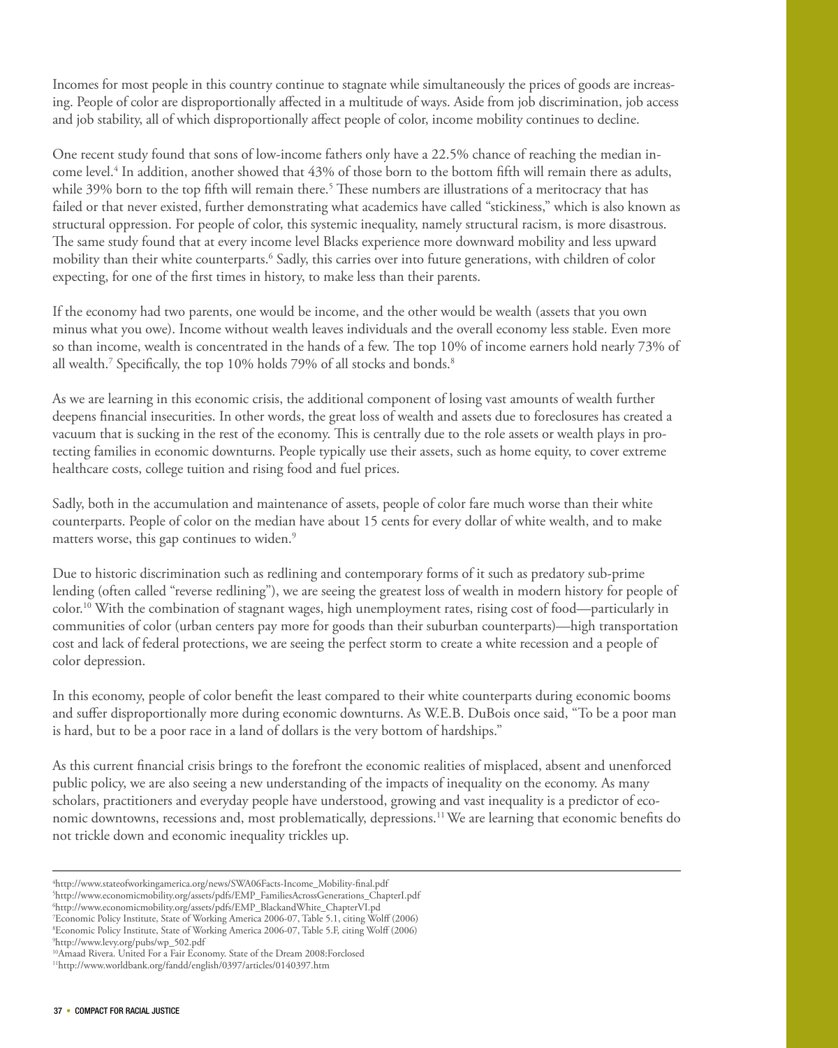Incomes for most people in this country continue to stagnate while simultaneously the prices of goods are increasing. People of color are disproportionally affected in a multitude of ways. Aside from job discrimination, job access and job stability, all of which disproportionally affect people of color, income mobility continues to decline.

One recent study found that sons of low-income fathers only have a 22.5% chance of reaching the median income level.[4] In addition, another showed that 43% of those born to the bottom fifth will remain there as adults, while 39% born to the top fifth will remain there.[5] These numbers are illustrations of a meritocracy that has failed or that never existed, further demonstrating what academics have called "stickiness," which is also known as structural oppression. For people of color, this systemic inequality, namely structural racism, is more disastrous. The same study found that at every income level Blacks experience more downward mobility and less upward mobility than their white counterparts.[6] Sadly, this carries over into future generations, with children of color expecting, for one of the first times in history, to make less than their parents.

If the economy had two parents, one would be income, and the other would be wealth (assets that you own minus what you owe). Income without wealth leaves individuals and the overall economy less stable. Even more so than income, wealth is concentrated in the hands of a few. The top 10% of income earners hold nearly 73% of all wealth.[7] Specifically, the top 10% holds 79% of all stocks and bonds.[8]

As we are learning in this economic crisis, the additional component of losing vast amounts of wealth further deepens financial insecurities. In other words, the great loss of wealth and assets due to foreclosures has created a vacuum that is sucking in the rest of the economy. This is centrally due to the role assets or wealth plays in protecting families in economic downturns. People typically use their assets, such as home equity, to cover extreme healthcare costs, college tuition and rising food and fuel prices.

Sadly, both in the accumulation and maintenance of assets, people of color fare much worse than their white counterparts. People of color on the median have about 15 cents for every dollar of white wealth, and to make matters worse, this gap continues to widen.[9]

Due to historic discrimination such as redlining and contemporary forms of it such as predatory sub-prime lending (often called "reverse redlining"), we are seeing the greatest loss of wealth in modern history for people of color.[10] With the combination of stagnant wages, high unemployment rates, rising cost of food—particularly in communities of color (urban centers pay more for goods than their suburban counterparts)—high transportation cost and lack of federal protections, we are seeing the perfect storm to create a white recession and a people of color depression.

In this economy, people of color benefit the least compared to their white counterparts during economic booms and suffer disproportionally more during economic downturns. As W.E.B. DuBois once said, "To be a poor man is hard, but to be a poor race in a land of dollars is the very bottom of hardships."

As this current financial crisis brings to the forefront the economic realities of misplaced, absent and unenforced public policy, we are also seeing a new understanding of the impacts of inequality on the economy. As many scholars, practitioners and everyday people have understood, growing and vast inequality is a predictor of economic downtowns, recessions and, most problematically, depressions.[11] We are learning that economic benefits do not trickle down and economic inequality trickles up.

---

[4] http://www.stateofworkingamerica.org/news/SWA06Facts-Income_Mobility-final.pdf

[5] http://www.economicmobility.org/assets/pdfs/EMP_FamiliesAcrossGenerations_ChapterI.pdf

[6] http://www.economicmobility.org/assets/pdfs/EMP_BlackandWhite_ChapterVI.pd

[7] Economic Policy Institute, State of Working America 2006-07, Table 5.1, citing Wolff (2006)

[8] Economic Policy Institute, State of Working America 2006-07, Table 5.F, citing Wolff (2006)

[9] http://www.levy.org/pubs/wp_502.pdf

[10] Amaad Rivera. United For a Fair Economy. State of the Dream 2008:Forclosed

[11] http://www.worldbank.org/fandd/english/0397/articles/0140397.htm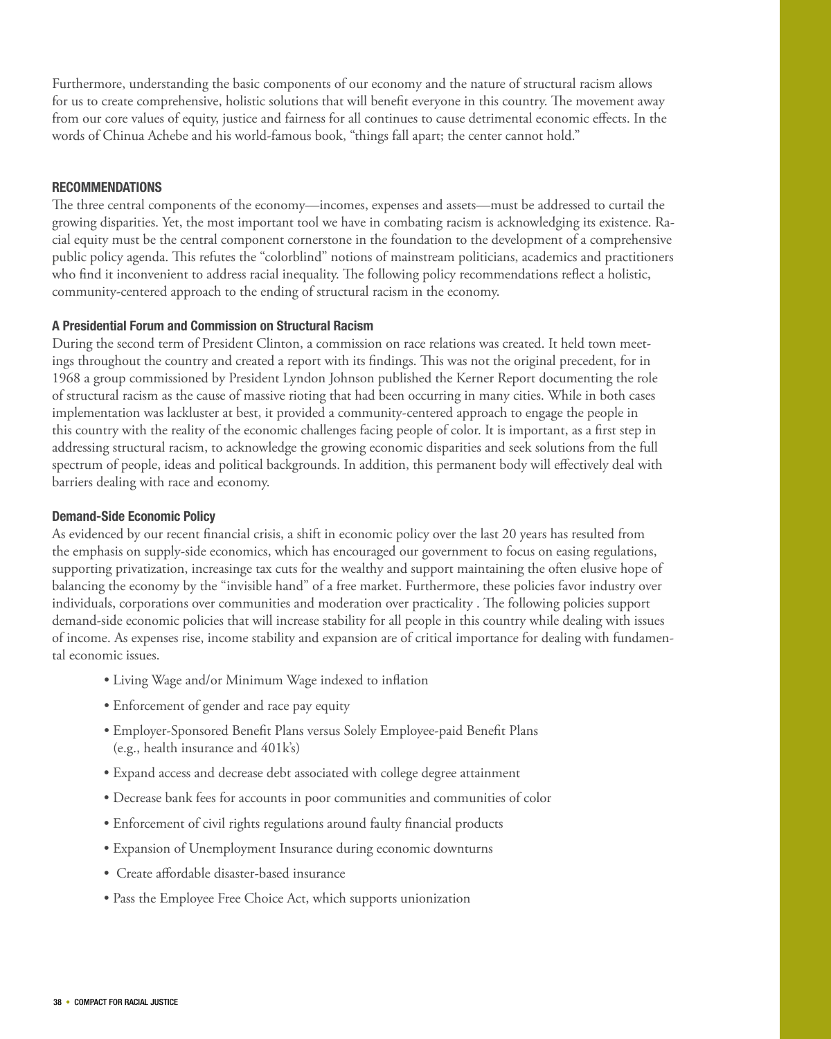Furthermore, understanding the basic components of our economy and the nature of structural racism allows for us to create comprehensive, holistic solutions that will benefit everyone in this country. The movement away from our core values of equity, justice and fairness for all continues to cause detrimental economic effects. In the words of Chinua Achebe and his world-famous book, "things fall apart; the center cannot hold."

## RECOMMENDATIONS

The three central components of the economy—incomes, expenses and assets—must be addressed to curtail the growing disparities. Yet, the most important tool we have in combating racism is acknowledging its existence. Racial equity must be the central component cornerstone in the foundation to the development of a comprehensive public policy agenda. This refutes the "colorblind" notions of mainstream politicians, academics and practitioners who find it inconvenient to address racial inequality. The following policy recommendations reflect a holistic, community-centered approach to the ending of structural racism in the economy.

### A Presidential Forum and Commission on Structural Racism

During the second term of President Clinton, a commission on race relations was created. It held town meetings throughout the country and created a report with its findings. This was not the original precedent, for in 1968 a group commissioned by President Lyndon Johnson published the Kerner Report documenting the role of structural racism as the cause of massive rioting that had been occurring in many cities. While in both cases implementation was lackluster at best, it provided a community-centered approach to engage the people in this country with the reality of the economic challenges facing people of color. It is important, as a first step in addressing structural racism, to acknowledge the growing economic disparities and seek solutions from the full spectrum of people, ideas and political backgrounds. In addition, this permanent body will effectively deal with barriers dealing with race and economy.

### Demand-Side Economic Policy

As evidenced by our recent financial crisis, a shift in economic policy over the last 20 years has resulted from the emphasis on supply-side economics, which has encouraged our government to focus on easing regulations, supporting privatization, increasinge tax cuts for the wealthy and support maintaining the often elusive hope of balancing the economy by the "invisible hand" of a free market. Furthermore, these policies favor industry over individuals, corporations over communities and moderation over practicality . The following policies support demand-side economic policies that will increase stability for all people in this country while dealing with issues of income. As expenses rise, income stability and expansion are of critical importance for dealing with fundamental economic issues.

- Living Wage and/or Minimum Wage indexed to inflation
- Enforcement of gender and race pay equity
- Employer-Sponsored Benefit Plans versus Solely Employee-paid Benefit Plans (e.g., health insurance and 401k's)
- Expand access and decrease debt associated with college degree attainment
- Decrease bank fees for accounts in poor communities and communities of color
- Enforcement of civil rights regulations around faulty financial products
- Expansion of Unemployment Insurance during economic downturns
- Create affordable disaster-based insurance
- Pass the Employee Free Choice Act, which supports unionization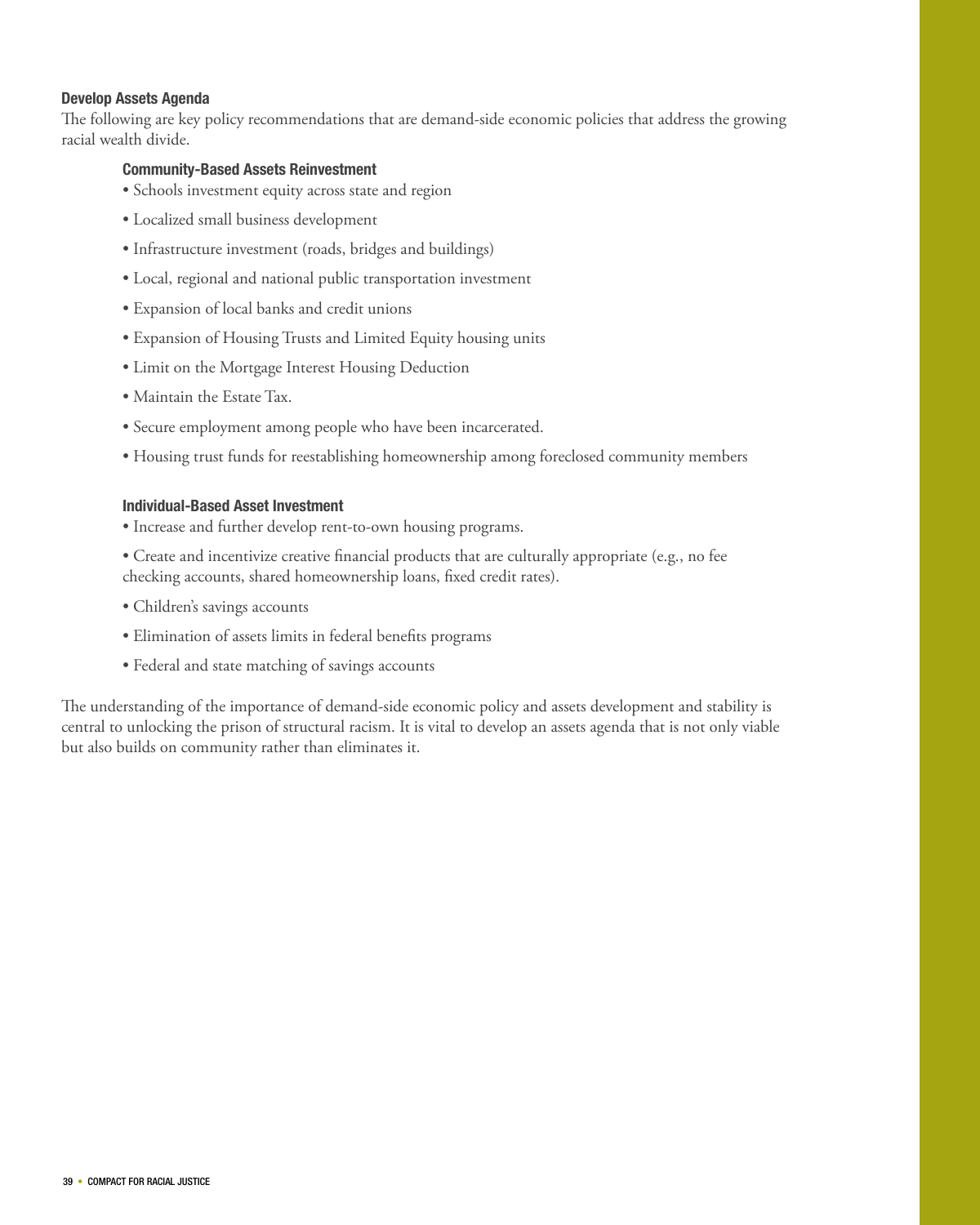### Develop Assets Agenda

The following are key policy recommendations that are demand-side economic policies that address the growing racial wealth divide.

#### Community-Based Assets Reinvestment

- Schools investment equity across state and region
- Localized small business development
- Infrastructure investment (roads, bridges and buildings)
- Local, regional and national public transportation investment
- Expansion of local banks and credit unions
- Expansion of Housing Trusts and Limited Equity housing units
- Limit on the Mortgage Interest Housing Deduction
- Maintain the Estate Tax.
- Secure employment among people who have been incarcerated.
- Housing trust funds for reestablishing homeownership among foreclosed community members

#### Individual-Based Asset Investment

- Increase and further develop rent-to-own housing programs.
- Create and incentivize creative financial products that are culturally appropriate (e.g., no fee checking accounts, shared homeownership loans, fixed credit rates).
- Children's savings accounts
- Elimination of assets limits in federal benefits programs
- Federal and state matching of savings accounts

The understanding of the importance of demand-side economic policy and assets development and stability is central to unlocking the prison of structural racism. It is vital to develop an assets agenda that is not only viable but also builds on community rather than eliminates it.